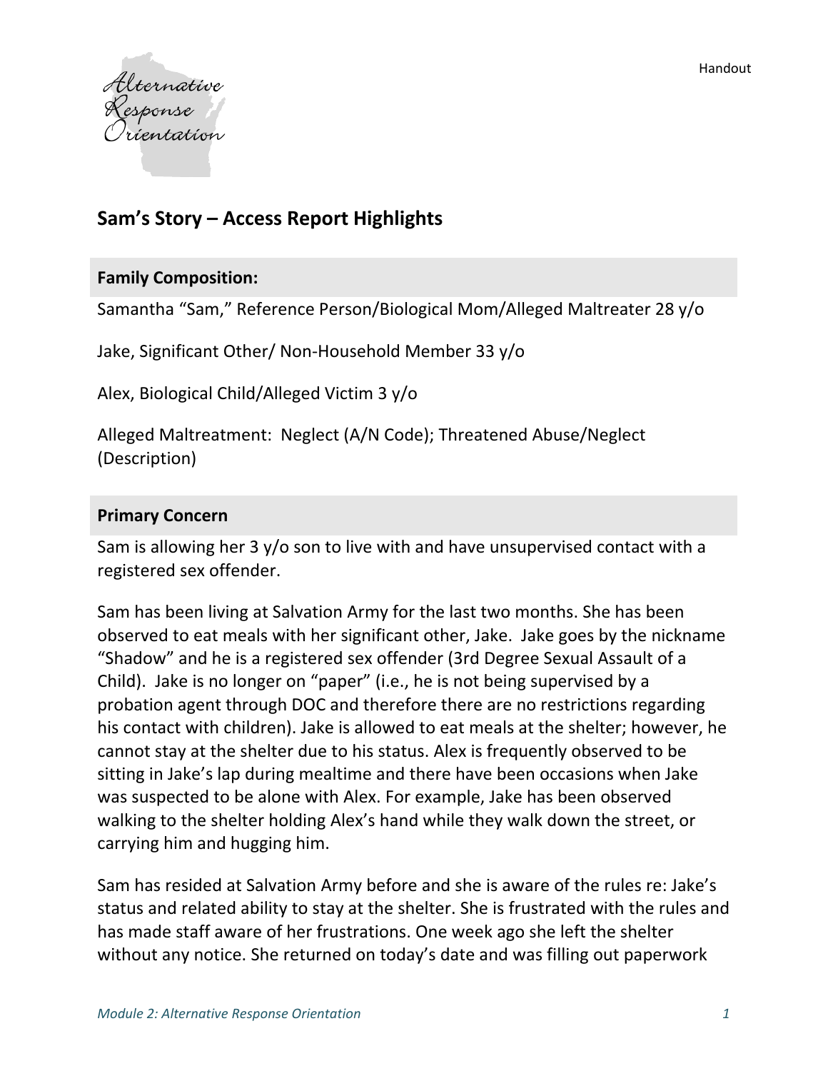# Sam's Story – Access Report Highlights

## Family Composition:

Samantha "Sam," Reference Person/Biological Mom/Alleged Maltreater 28 y/o

Jake, Significant Other/ Non-Household Member 33 y/o

Alex, Biological Child/Alleged Victim 3 y/o

Alleged Maltreatment: Neglect (A/N Code); Threatened Abuse/Neglect (Description)

## Primary Concern

Sam is allowing her 3 y/o son to live with and have unsupervised contact with a registered sex offender.

Sam has been living at Salvation Army for the last two months. She has been observed to eat meals with her significant other, Jake. Jake goes by the nickname "Shadow" and he is a registered sex offender (3rd Degree Sexual Assault of a Child). Jake is no longer on "paper" (i.e., he is not being supervised by a probation agent through DOC and therefore there are no restrictions regarding his contact with children). Jake is allowed to eat meals at the shelter; however, he cannot stay at the shelter due to his status. Alex is frequently observed to be sitting in Jake's lap during mealtime and there have been occasions when Jake was suspected to be alone with Alex. For example, Jake has been observed walking to the shelter holding Alex's hand while they walk down the street, or carrying him and hugging him.

Sam has resided at Salvation Army before and she is aware of the rules re: Jake's status and related ability to stay at the shelter. She is frustrated with the rules and has made staff aware of her frustrations. One week ago she left the shelter without any notice. She returned on today's date and was filling out paperwork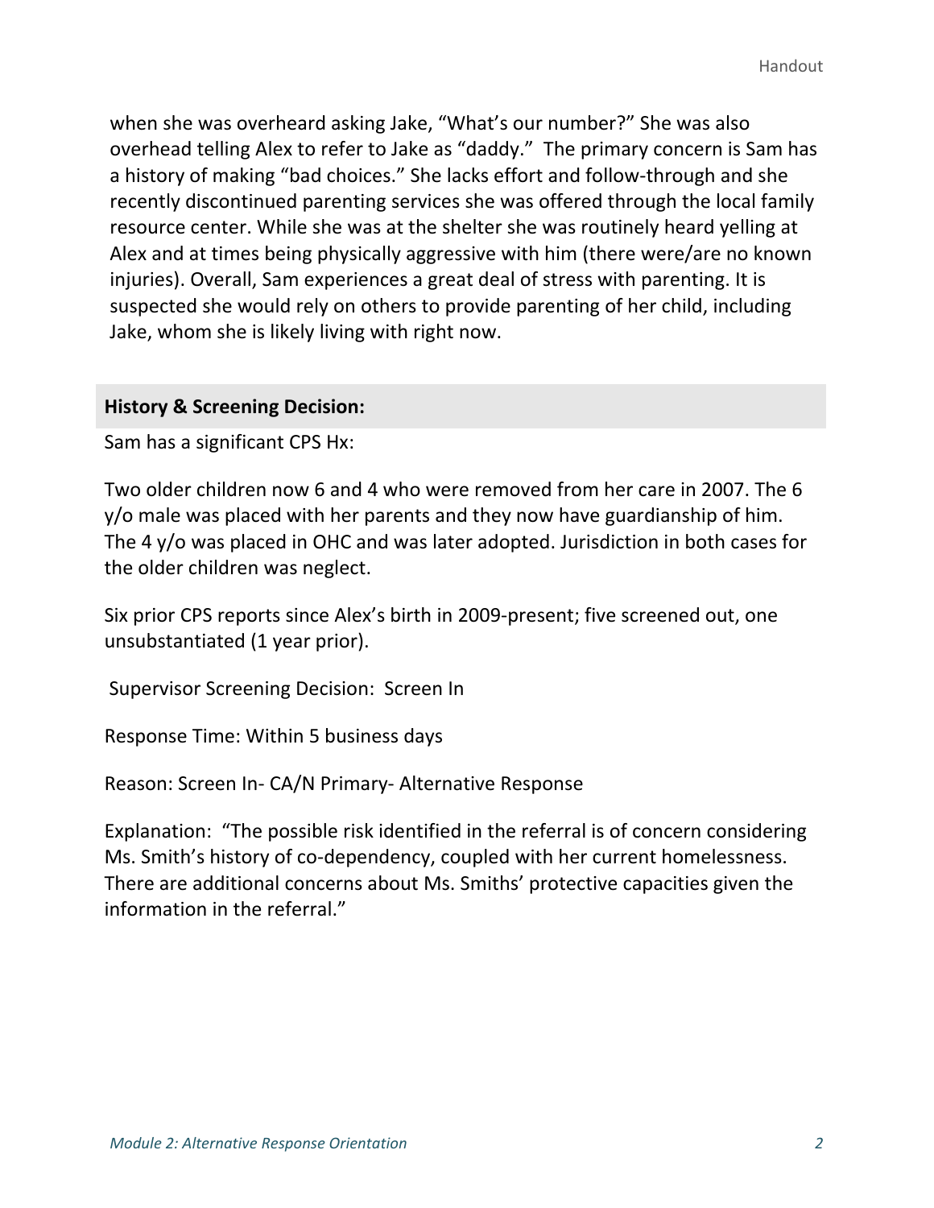when she was overheard asking Jake, "What's our number?" She was also overhead telling Alex to refer to Jake as "daddy." The primary concern is Sam has a history of making "bad choices." She lacks effort and follow-through and she recently discontinued parenting services she was offered through the local family resource center. While she was at the shelter she was routinely heard yelling at Alex and at times being physically aggressive with him (there were/are no known injuries). Overall, Sam experiences a great deal of stress with parenting. It is suspected she would rely on others to provide parenting of her child, including Jake, whom she is likely living with right now.

## History & Screening Decision:

Sam has a significant CPS Hx:

Two older children now 6 and 4 who were removed from her care in 2007. The 6 y/o male was placed with her parents and they now have guardianship of him. The 4 y/o was placed in OHC and was later adopted. Jurisdiction in both cases for the older children was neglect.

Six prior CPS reports since Alex's birth in 2009-present; five screened out, one unsubstantiated (1 year prior).

Supervisor Screening Decision: Screen In

Response Time: Within 5 business days

Reason: Screen In- CA/N Primary- Alternative Response

Explanation: "The possible risk identified in the referral is of concern considering Ms. Smith's history of co-dependency, coupled with her current homelessness. There are additional concerns about Ms. Smiths' protective capacities given the information in the referral."